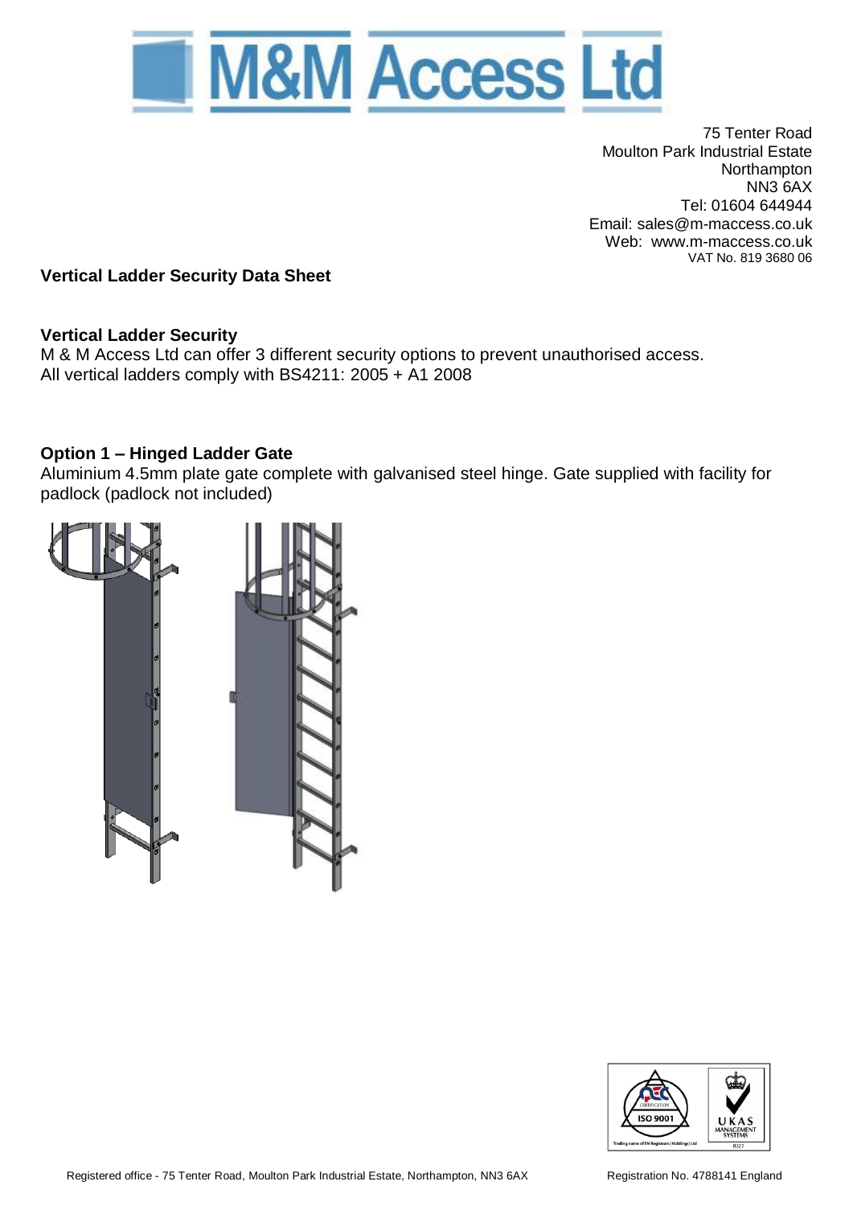# M&M Access Ltd

75 Tenter Road
Moulton Park Industrial Estate
Northampton
NN3 6AX
Tel: 01604 644944
Email: sales@m-maccess.co.uk
Web: www.m-maccess.co.uk
VAT No. 819 3680 06

**Vertical Ladder Security Data Sheet**

## Vertical Ladder Security

M & M Access Ltd can offer 3 different security options to prevent unauthorised access.
All vertical ladders comply with BS4211: 2005 + A1 2008

## Option 1 – Hinged Ladder Gate

Aluminium 4.5mm plate gate complete with galvanised steel hinge. Gate supplied with facility for padlock (padlock not included)

Registered office - 75 Tenter Road, Moulton Park Industrial Estate, Northampton, NN3 6AX

Registration No. 4788141 England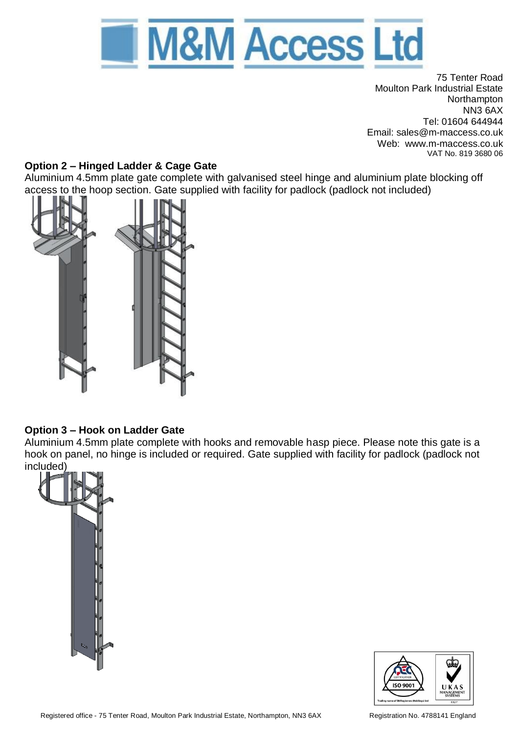75 Tenter Road
Moulton Park Industrial Estate
Northampton
NN3 6AX
Tel: 01604 644944
Email: sales@m-maccess.co.uk
Web: www.m-maccess.co.uk
VAT No. 819 3680 06

**Option 2 – Hinged Ladder & Cage Gate**

Aluminium 4.5mm plate gate complete with galvanised steel hinge and aluminium plate blocking off access to the hoop section. Gate supplied with facility for padlock (padlock not included)

**Option 3 – Hook on Ladder Gate**

Aluminium 4.5mm plate complete with hooks and removable hasp piece. Please note this gate is a hook on panel, no hinge is included or required. Gate supplied with facility for padlock (padlock not included)

Registered office - 75 Tenter Road, Moulton Park Industrial Estate, Northampton, NN3 6AX

Registration No. 4788141 England